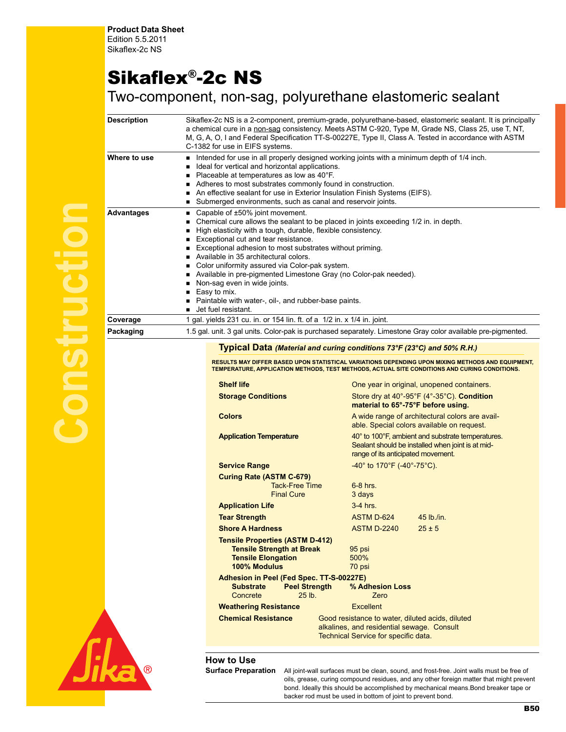**Product Data Sheet**
Edition 5.5.2011
Sikaflex-2c NS

# Sikaflex®-2c NS

## Two-component, non-sag, polyurethane elastomeric sealant

**Description**

Sikaflex-2c NS is a 2-component, premium-grade, polyurethane-based, elastomeric sealant. It is principally a chemical cure in a non-sag consistency. Meets ASTM C-920, Type M, Grade NS, Class 25, use T, NT, M, G, A, O, I and Federal Specification TT-S-00227E, Type II, Class A. Tested in accordance with ASTM C-1382 for use in EIFS systems.

**Where to use**

- Intended for use in all properly designed working joints with a minimum depth of 1/4 inch.
- Ideal for vertical and horizontal applications.
- Placeable at temperatures as low as 40°F.
- Adheres to most substrates commonly found in construction.
- An effective sealant for use in Exterior Insulation Finish Systems (EIFS).
- Submerged environments, such as canal and reservoir joints.

**Advantages**

- Capable of ±50% joint movement.
- Chemical cure allows the sealant to be placed in joints exceeding 1/2 in. in depth.
- High elasticity with a tough, durable, flexible consistency.
- Exceptional cut and tear resistance.
- Exceptional adhesion to most substrates without priming.
- Available in 35 architectural colors.
- Color uniformity assured via Color-pak system.
- Available in pre-pigmented Limestone Gray (no Color-pak needed).
- Non-sag even in wide joints.
- Easy to mix.
- Paintable with water-, oil-, and rubber-base paints.
- Jet fuel resistant.

**Coverage**

1 gal. yields 231 cu. in. or 154 lin. ft. of a 1/2 in. x 1/4 in. joint.

**Packaging**

1.5 gal. unit. 3 gal units. Color-pak is purchased separately. Limestone Gray color available pre-pigmented.

### Typical Data *(Material and curing conditions 73°F (23°C) and 50% R.H.)*

**RESULTS MAY DIFFER BASED UPON STATISTICAL VARIATIONS DEPENDING UPON MIXING METHODS AND EQUIPMENT, TEMPERATURE, APPLICATION METHODS, TEST METHODS, ACTUAL SITE CONDITIONS AND CURING CONDITIONS.**

| Property | Value |
|---|---|
| **Shelf life** | One year in original, unopened containers. |
| **Storage Conditions** | Store dry at 40°-95°F (4°-35°C). **Condition material to 65°-75°F before using.** |
| **Colors** | A wide range of architectural colors are available. Special colors available on request. |
| **Application Temperature** | 40° to 100°F, ambient and substrate temperatures. Sealant should be installed when joint is at mid-range of its anticipated movement. |
| **Service Range** | -40° to 170°F (-40°-75°C). |
| **Curing Rate (ASTM C-679)** | |
| Tack-Free Time | 6-8 hrs. |
| Final Cure | 3 days |
| **Application Life** | 3-4 hrs. |
| **Tear Strength** | ASTM D-624 — 45 lb./in. |
| **Shore A Hardness** | ASTM D-2240 — 25 ± 5 |
| **Tensile Properties (ASTM D-412)** | |
| **Tensile Strength at Break** | 95 psi |
| **Tensile Elongation** | 500% |
| **100% Modulus** | 70 psi |

**Adhesion in Peel (Fed Spec. TT-S-00227E)**

| Substrate | Peel Strength | % Adhesion Loss |
|---|---|---|
| Concrete | 25 lb. | Zero |

| Property | Value |
|---|---|
| **Weathering Resistance** | Excellent |
| **Chemical Resistance** | Good resistance to water, diluted acids, diluted alkalines, and residential sewage. Consult Technical Service for specific data. |

### How to Use

**Surface Preparation**

All joint-wall surfaces must be clean, sound, and frost-free. Joint walls must be free of oils, grease, curing compound residues, and any other foreign matter that might prevent bond. Ideally this should be accomplished by mechanical means.Bond breaker tape or backer rod must be used in bottom of joint to prevent bond.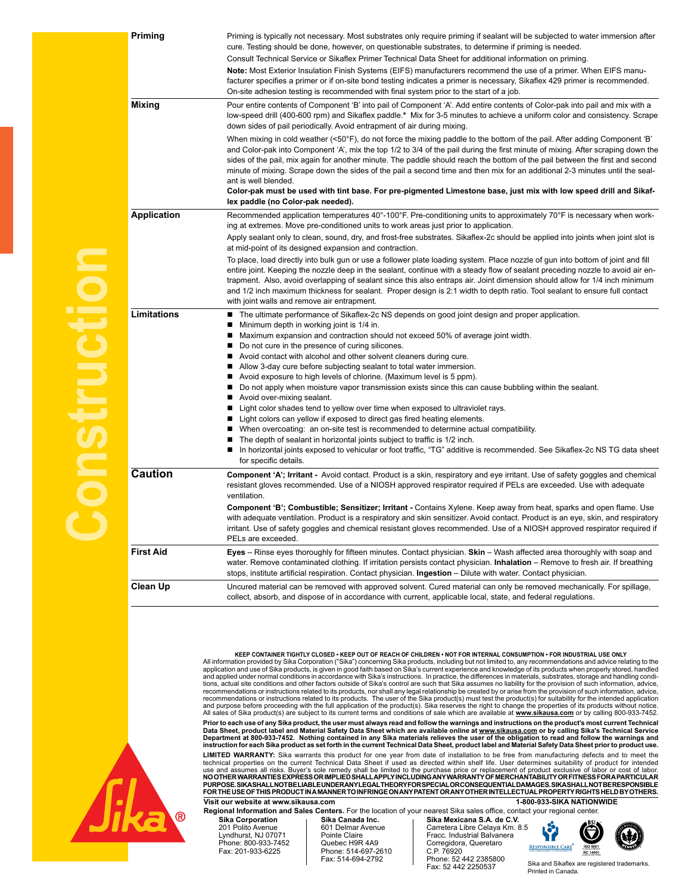## Priming

Priming is typically not necessary. Most substrates only require priming if sealant will be subjected to water immersion after cure. Testing should be done, however, on questionable substrates, to determine if priming is needed.

Consult Technical Service or Sikaflex Primer Technical Data Sheet for additional information on priming.

**Note:** Most Exterior Insulation Finish Systems (EIFS) manufacturers recommend the use of a primer. When EIFS manufacturer specifies a primer or if on-site bond testing indicates a primer is necessary, Sikaflex 429 primer is recommended. On-site adhesion testing is recommended with final system prior to the start of a job.

## Mixing

Pour entire contents of Component 'B' into pail of Component 'A'. Add entire contents of Color-pak into pail and mix with a low-speed drill (400-600 rpm) and Sikaflex paddle.* Mix for 3-5 minutes to achieve a uniform color and consistency. Scrape down sides of pail periodically. Avoid entrapment of air during mixing.

When mixing in cold weather (<50°F), do not force the mixing paddle to the bottom of the pail. After adding Component 'B' and Color-pak into Component 'A', mix the top 1/2 to 3/4 of the pail during the first minute of mixing. After scraping down the sides of the pail, mix again for another minute. The paddle should reach the bottom of the pail between the first and second minute of mixing. Scrape down the sides of the pail a second time and then mix for an additional 2-3 minutes until the sealant is well blended.

**Color-pak must be used with tint base. For pre-pigmented Limestone base, just mix with low speed drill and Sikaflex paddle (no Color-pak needed).**

## Application

Recommended application temperatures 40°-100°F. Pre-conditioning units to approximately 70°F is necessary when working at extremes. Move pre-conditioned units to work areas just prior to application.

Apply sealant only to clean, sound, dry, and frost-free substrates. Sikaflex-2c should be applied into joints when joint slot is at mid-point of its designed expansion and contraction.

To place, load directly into bulk gun or use a follower plate loading system. Place nozzle of gun into bottom of joint and fill entire joint. Keeping the nozzle deep in the sealant, continue with a steady flow of sealant preceding nozzle to avoid air entrapment. Also, avoid overlapping of sealant since this also entraps air. Joint dimension should allow for 1/4 inch minimum and 1/2 inch maximum thickness for sealant. Proper design is 2:1 width to depth ratio. Tool sealant to ensure full contact with joint walls and remove air entrapment.

## Limitations

- The ultimate performance of Sikaflex-2c NS depends on good joint design and proper application.
- Minimum depth in working joint is 1/4 in.
- Maximum expansion and contraction should not exceed 50% of average joint width.
- Do not cure in the presence of curing silicones.
- Avoid contact with alcohol and other solvent cleaners during cure.
- Allow 3-day cure before subjecting sealant to total water immersion.
- Avoid exposure to high levels of chlorine. (Maximum level is 5 ppm).
- Do not apply when moisture vapor transmission exists since this can cause bubbling within the sealant.
- Avoid over-mixing sealant.
- Light color shades tend to yellow over time when exposed to ultraviolet rays.
- Light colors can yellow if exposed to direct gas fired heating elements.
- When overcoating: an on-site test is recommended to determine actual compatibility.
- The depth of sealant in horizontal joints subject to traffic is 1/2 inch.
- In horizontal joints exposed to vehicular or foot traffic, "TG" additive is recommended. See Sikaflex-2c NS TG data sheet for specific details.

## Caution

**Component 'A'; Irritant -** Avoid contact. Product is a skin, respiratory and eye irritant. Use of safety goggles and chemical resistant gloves recommended. Use of a NIOSH approved respirator required if PELs are exceeded. Use with adequate ventilation.

**Component 'B'; Combustible; Sensitizer; Irritant -** Contains Xylene. Keep away from heat, sparks and open flame. Use with adequate ventilation. Product is a respiratory and skin sensitizer. Avoid contact. Product is an eye, skin, and respiratory irritant. Use of safety goggles and chemical resistant gloves recommended. Use of a NIOSH approved respirator required if PELs are exceeded.

## First Aid

**Eyes** – Rinse eyes thoroughly for fifteen minutes. Contact physician. **Skin** – Wash affected area thoroughly with soap and water. Remove contaminated clothing. If irritation persists contact physician. **Inhalation** – Remove to fresh air. If breathing stops, institute artificial respiration. Contact physician. **Ingestion** – Dilute with water. Contact physician.

## Clean Up

Uncured material can be removed with approved solvent. Cured material can only be removed mechanically. For spillage, collect, absorb, and dispose of in accordance with current, applicable local, state, and federal regulations.

---

**KEEP CONTAINER TIGHTLY CLOSED • KEEP OUT OF REACH OF CHILDREN • NOT FOR INTERNAL CONSUMPTION • FOR INDUSTRIAL USE ONLY**

All information provided by Sika Corporation ("Sika") concerning Sika products, including but not limited to, any recommendations and advice relating to the application and use of Sika products, is given in good faith based on Sika's current experience and knowledge of its products when properly stored, handled and applied under normal conditions in accordance with Sika's instructions. In practice, the differences in materials, substrates, storage and handling conditions, actual site conditions and other factors outside of Sika's control are such that Sika assumes no liability for the provision of such information, advice, recommendations or instructions related to its products, nor shall any legal relationship be created by or arise from the provision of such information, advice, recommendations or instructions related to its products. The user of the Sika product(s) must test the product(s) for suitability for the intended application and purpose before proceeding with the full application of the product(s). Sika reserves the right to change the properties of its products without notice. All sales of Sika product(s) are subject to its current terms and conditions of sale which are available at **www.sikausa.com** or by calling 800-933-7452.

**Prior to each use of any Sika product, the user must always read and follow the warnings and instructions on the product's most current Technical Data Sheet, product label and Material Safety Data Sheet which are available online at www.sikausa.com or by calling Sika's Technical Service Department at 800-933-7452. Nothing contained in any Sika materials relieves the user of the obligation to read and follow the warnings and instruction for each Sika product as set forth in the current Technical Data Sheet, product label and Material Safety Data Sheet prior to product use.**

**LIMITED WARRANTY:** Sika warrants this product for one year from date of installation to be free from manufacturing defects and to meet the technical properties on the current Technical Data Sheet if used as directed within shelf life. User determines suitability of product for intended use and assumes all risks. Buyer's sole remedy shall be limited to the purchase price or replacement of product exclusive of labor or cost of labor. **NO OTHER WARRANTIES EXPRESS OR IMPLIED SHALL APPLY INCLUDING ANY WARRANTY OF MERCHANTABILITY OR FITNESS FOR A PARTICULAR PURPOSE. SIKA SHALL NOT BE LIABLE UNDER ANY LEGAL THEORY FOR SPECIAL OR CONSEQUENTIAL DAMAGES. SIKA SHALL NOT BE RESPONSIBLE FOR THE USE OF THIS PRODUCT IN A MANNER TO INFRINGE ON ANY PATENT OR ANY OTHER INTELLECTUAL PROPERTY RIGHTS HELD BY OTHERS.**

**Visit our website at www.sikausa.com** — **1-800-933-SIKA NATIONWIDE**

**Regional Information and Sales Centers.** For the location of your nearest Sika sales office, contact your regional center.

**Sika Corporation**
201 Polito Avenue
Lyndhurst, NJ 07071
Phone: 800-933-7452
Fax: 201-933-6225

**Sika Canada Inc.**
601 Delmar Avenue
Pointe Claire
Quebec H9R 4A9
Phone: 514-697-2610
Fax: 514-694-2792

**Sika Mexicana S.A. de C.V.**
Carretera Libre Celaya Km. 8.5
Fracc. Industrial Balvanera
Corregidora, Queretaro
C.P. 76920
Phone: 52 442 2385800
Fax: 52 442 2250537

Sika and Sikaflex are registered trademarks.
Printed in Canada.